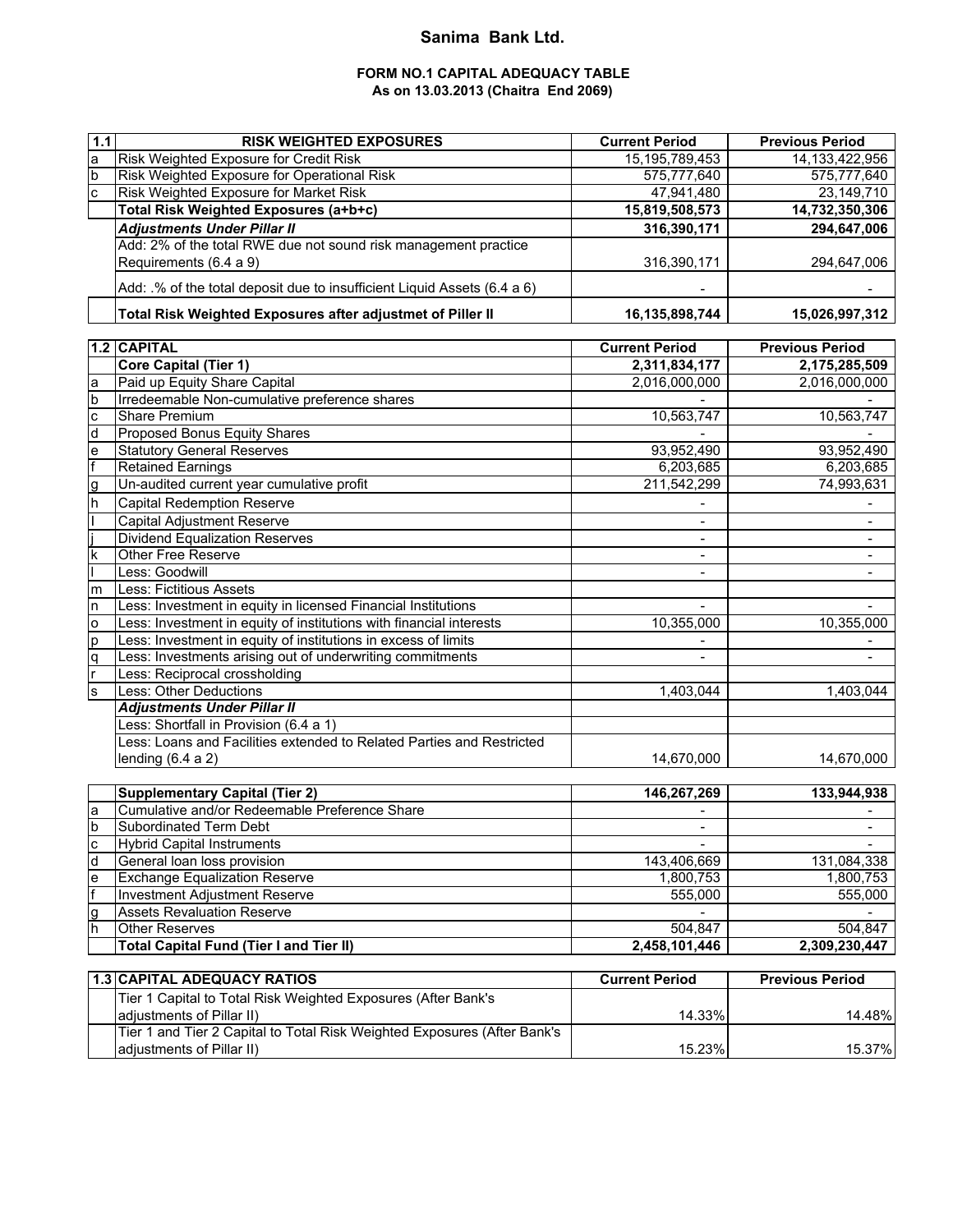# Sanima Bank Ltd.

## FORM NO.1 CAPITAL ADEQUACY TABLE
### As on 13.03.2013 (Chaitra End 2069)

| 1.1 | RISK WEIGHTED EXPOSURES | Current Period | Previous Period |
|---|---|---|---|
| a | Risk Weighted Exposure for Credit Risk | 15,195,789,453 | 14,133,422,956 |
| b | Risk Weighted Exposure for Operational Risk | 575,777,640 | 575,777,640 |
| c | Risk Weighted Exposure for Market Risk | 47,941,480 | 23,149,710 |
| | **Total Risk Weighted Exposures (a+b+c)** | **15,819,508,573** | **14,732,350,306** |
| | ***Adjustments Under Pillar II*** | **316,390,171** | **294,647,006** |
| | Add: 2% of the total RWE due not sound risk management practice Requirements (6.4 a 9) | 316,390,171 | 294,647,006 |
| | Add: .% of the total deposit due to insufficient Liquid Assets (6.4 a 6) | - | - |
| | **Total Risk Weighted Exposures after adjustmet of Piller II** | **16,135,898,744** | **15,026,997,312** |

| 1.2 | CAPITAL | Current Period | Previous Period |
|---|---|---|---|
| | **Core Capital (Tier 1)** | **2,311,834,177** | **2,175,285,509** |
| a | Paid up Equity Share Capital | 2,016,000,000 | 2,016,000,000 |
| b | Irredeemable Non-cumulative preference shares | - | - |
| c | Share Premium | 10,563,747 | 10,563,747 |
| d | Proposed Bonus Equity Shares | - | - |
| e | Statutory General Reserves | 93,952,490 | 93,952,490 |
| f | Retained Earnings | 6,203,685 | 6,203,685 |
| g | Un-audited current year cumulative profit | 211,542,299 | 74,993,631 |
| h | Capital Redemption Reserve | - | - |
| I | Capital Adjustment Reserve | - | - |
| j | Dividend Equalization Reserves | - | - |
| k | Other Free Reserve | - | - |
| l | Less: Goodwill | - | - |
| m | Less: Fictitious Assets | | |
| n | Less: Investment in equity in licensed Financial Institutions | - | - |
| o | Less: Investment in equity of institutions with financial interests | 10,355,000 | 10,355,000 |
| p | Less: Investment in equity of institutions in excess of limits | - | - |
| q | Less: Investments arising out of underwriting commitments | - | - |
| r | Less: Reciprocal crossholding | | |
| s | Less: Other Deductions | 1,403,044 | 1,403,044 |
| | ***Adjustments Under Pillar II*** | | |
| | Less: Shortfall in Provision (6.4 a 1) | | |
| | Less: Loans and Facilities extended to Related Parties and Restricted lending (6.4 a 2) | 14,670,000 | 14,670,000 |

| | Supplementary Capital (Tier 2) | 146,267,269 | 133,944,938 |
|---|---|---|---|
| a | Cumulative and/or Redeemable Preference Share | - | - |
| b | Subordinated Term Debt | - | - |
| c | Hybrid Capital Instruments | - | - |
| d | General loan loss provision | 143,406,669 | 131,084,338 |
| e | Exchange Equalization Reserve | 1,800,753 | 1,800,753 |
| f | Investment Adjustment Reserve | 555,000 | 555,000 |
| g | Assets Revaluation Reserve | - | - |
| h | Other Reserves | 504,847 | 504,847 |
| | **Total Capital Fund (Tier I and Tier II)** | **2,458,101,446** | **2,309,230,447** |

| 1.3 | CAPITAL ADEQUACY RATIOS | Current Period | Previous Period |
|---|---|---|---|
| | Tier 1 Capital to Total Risk Weighted Exposures (After Bank's adjustments of Pillar II) | 14.33% | 14.48% |
| | Tier 1 and Tier 2 Capital to Total Risk Weighted Exposures (After Bank's adjustments of Pillar II) | 15.23% | 15.37% |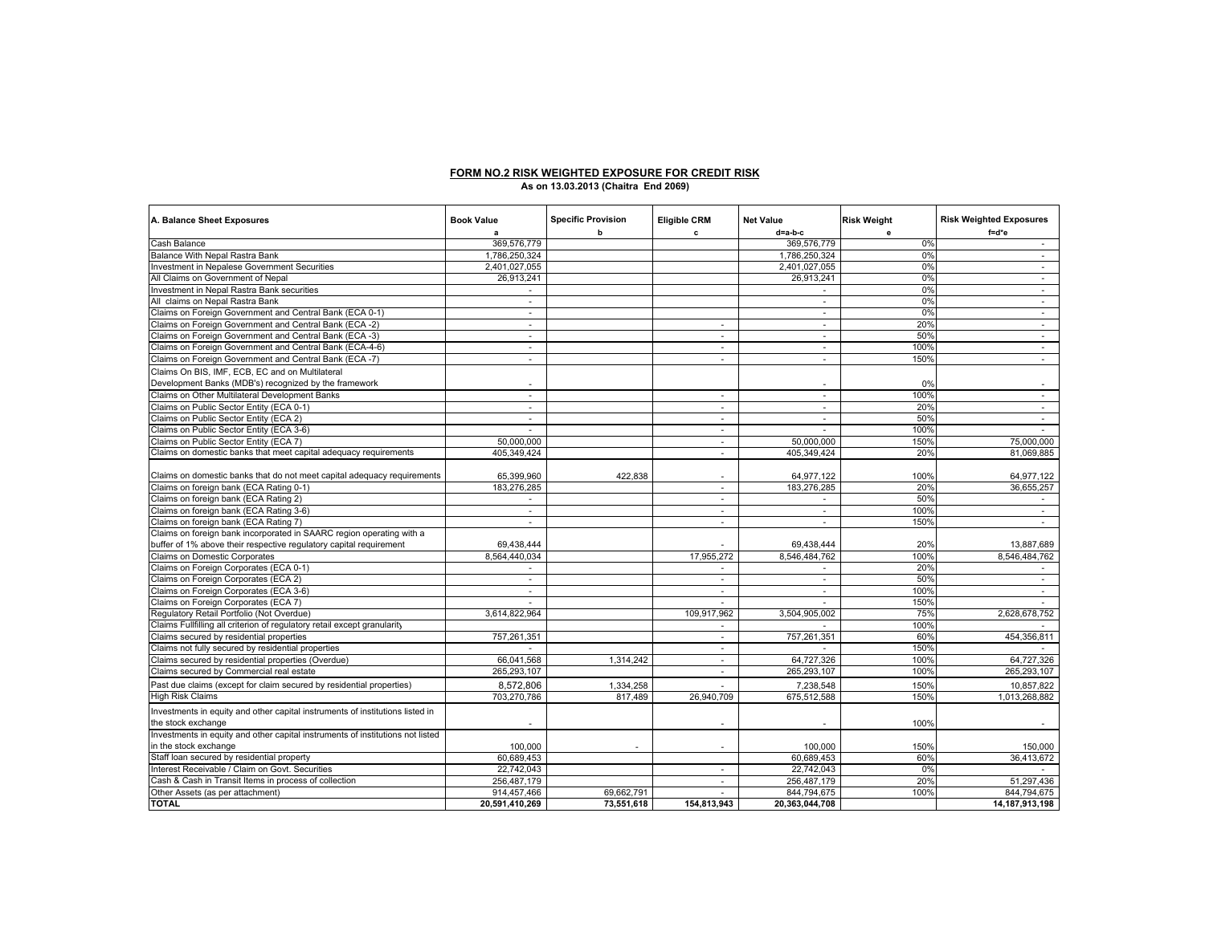**FORM NO.2 RISK WEIGHTED EXPOSURE FOR CREDIT RISK**

**As on 13.03.2013 (Chaitra End 2069)**

| A. Balance Sheet Exposures | Book Value<br>a | Specific Provision<br>b | Eligible CRM<br>c | Net Value<br>d=a-b-c | Risk Weight<br>e | Risk Weighted Exposures<br>f=d*e |
|---|---|---|---|---|---|---|
| Cash Balance | 369,576,779 | | | 369,576,779 | 0% | - |
| Balance With Nepal Rastra Bank | 1,786,250,324 | | | 1,786,250,324 | 0% | - |
| Investment in Nepalese Government Securities | 2,401,027,055 | | | 2,401,027,055 | 0% | - |
| All Claims on Government of Nepal | 26,913,241 | | | 26,913,241 | 0% | - |
| Investment in Nepal Rastra Bank securities | - | | | - | 0% | - |
| All claims on Nepal Rastra Bank | - | | | - | 0% | - |
| Claims on Foreign Government and Central Bank (ECA 0-1) | - | | | - | 0% | - |
| Claims on Foreign Government and Central Bank (ECA -2) | - | | - | - | 20% | - |
| Claims on Foreign Government and Central Bank (ECA -3) | - | | - | - | 50% | - |
| Claims on Foreign Government and Central Bank (ECA-4-6) | - | | - | - | 100% | - |
| Claims on Foreign Government and Central Bank (ECA -7) | - | | - | - | 150% | - |
| Claims On BIS, IMF, ECB, EC and on Multilateral Development Banks (MDB's) recognized by the framework | - | | | - | 0% | - |
| Claims on Other Multilateral Development Banks | - | | - | - | 100% | - |
| Claims on Public Sector Entity (ECA 0-1) | - | | - | - | 20% | - |
| Claims on Public Sector Entity (ECA 2) | - | | - | - | 50% | - |
| Claims on Public Sector Entity (ECA 3-6) | - | | - | - | 100% | - |
| Claims on Public Sector Entity (ECA 7) | 50,000,000 | | - | 50,000,000 | 150% | 75,000,000 |
| Claims on domestic banks that meet capital adequacy requirements | 405,349,424 | | - | 405,349,424 | 20% | 81,069,885 |
| Claims on domestic banks that do not meet capital adequacy requirements | 65,399,960 | 422,838 | - | 64,977,122 | 100% | 64,977,122 |
| Claims on foreign bank (ECA Rating 0-1) | 183,276,285 | | - | 183,276,285 | 20% | 36,655,257 |
| Claims on foreign bank (ECA Rating 2) | - | | - | - | 50% | - |
| Claims on foreign bank (ECA Rating 3-6) | - | | - | - | 100% | - |
| Claims on foreign bank (ECA Rating 7) | - | | - | - | 150% | - |
| Claims on foreign bank incorporated in SAARC region operating with a buffer of 1% above their respective regulatory capital requirement | 69,438,444 | | - | 69,438,444 | 20% | 13,887,689 |
| Claims on Domestic Corporates | 8,564,440,034 | | 17,955,272 | 8,546,484,762 | 100% | 8,546,484,762 |
| Claims on Foreign Corporates (ECA 0-1) | - | | - | - | 20% | - |
| Claims on Foreign Corporates (ECA 2) | - | | - | - | 50% | - |
| Claims on Foreign Corporates (ECA 3-6) | - | | - | - | 100% | - |
| Claims on Foreign Corporates (ECA 7) | - | | - | - | 150% | - |
| Regulatory Retail Portfolio (Not Overdue) | 3,614,822,964 | | 109,917,962 | 3,504,905,002 | 75% | 2,628,678,752 |
| Claims Fullfilling all criterion of regulatory retail except granularity | | | - | - | 100% | - |
| Claims secured by residential properties | 757,261,351 | | - | 757,261,351 | 60% | 454,356,811 |
| Claims not fully secured by residential properties | - | | - | - | 150% | - |
| Claims secured by residential properties (Overdue) | 66,041,568 | 1,314,242 | - | 64,727,326 | 100% | 64,727,326 |
| Claims secured by Commercial real estate | 265,293,107 | | - | 265,293,107 | 100% | 265,293,107 |
| Past due claims (except for claim secured by residential properties) | 8,572,806 | 1,334,258 | - | 7,238,548 | 150% | 10,857,822 |
| High Risk Claims | 703,270,786 | 817,489 | 26,940,709 | 675,512,588 | 150% | 1,013,268,882 |
| Investments in equity and other capital instruments of institutions listed in the stock exchange | - | | - | - | 100% | - |
| Investments in equity and other capital instruments of institutions not listed in the stock exchange | 100,000 | - | - | 100,000 | 150% | 150,000 |
| Staff loan secured by residential property | 60,689,453 | | | 60,689,453 | 60% | 36,413,672 |
| Interest Receivable / Claim on Govt. Securities | 22,742,043 | | - | 22,742,043 | 0% | - |
| Cash & Cash in Transit Items in process of collection | 256,487,179 | | - | 256,487,179 | 20% | 51,297,436 |
| Other Assets (as per attachment) | 914,457,466 | 69,662,791 | - | 844,794,675 | 100% | 844,794,675 |
| **TOTAL** | **20,591,410,269** | **73,551,618** | **154,813,943** | **20,363,044,708** | | **14,187,913,198** |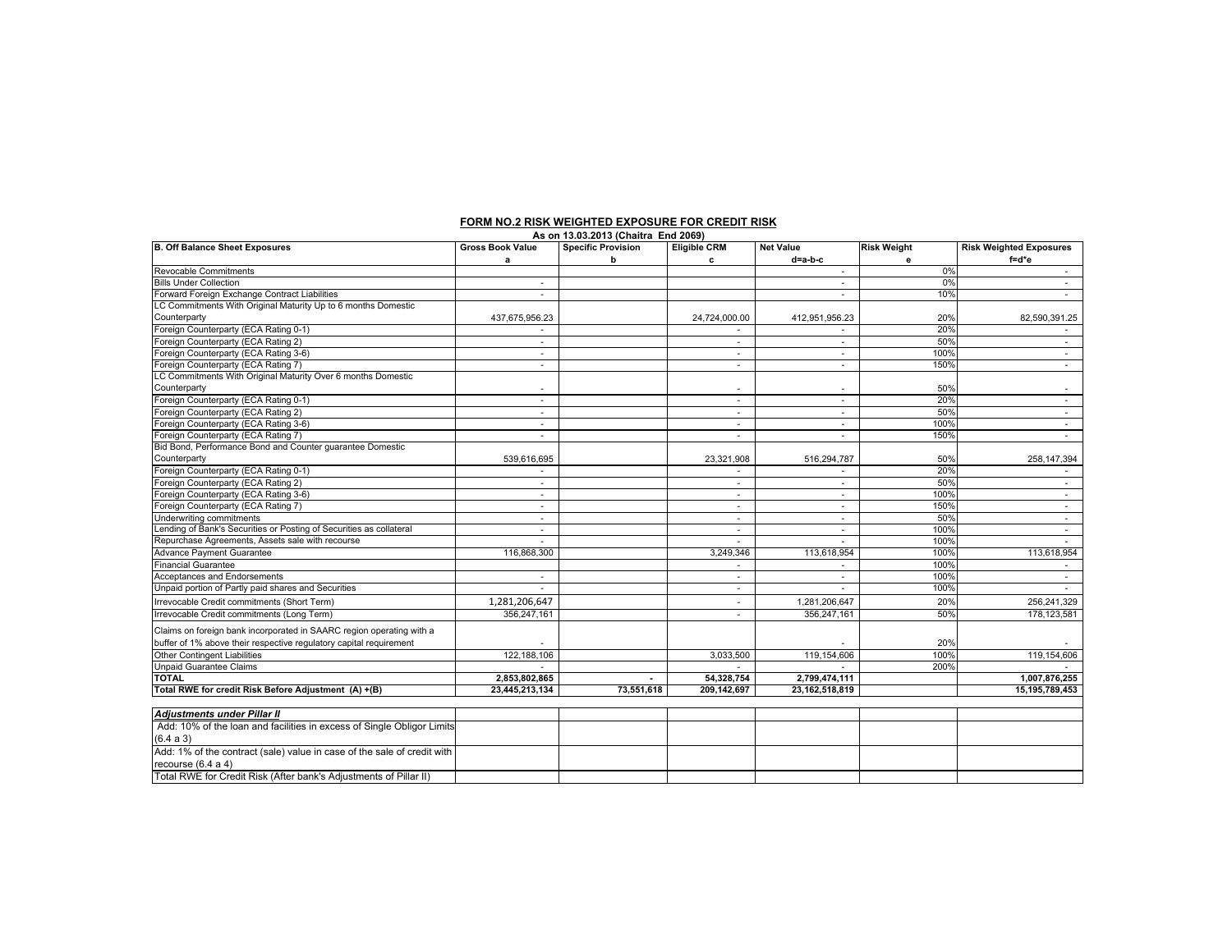## FORM NO.2 RISK WEIGHTED EXPOSURE FOR CREDIT RISK

**As on 13.03.2013 (Chaitra End 2069)**

| B. Off Balance Sheet Exposures | Gross Book Value | Specific Provision | Eligible CRM | Net Value | Risk Weight | Risk Weighted Exposures |
|---|---|---|---|---|---|---|
| | a | b | c | d=a-b-c | e | f=d*e |
| Revocable Commitments | | | | - | 0% | - |
| Bills Under Collection | - | | | - | 0% | - |
| Forward Foreign Exchange Contract Liabilities | - | | | - | 10% | - |
| LC Commitments With Original Maturity Up to 6 months Domestic Counterparty | 437,675,956.23 | | 24,724,000.00 | 412,951,956.23 | 20% | 82,590,391.25 |
| Foreign Counterparty (ECA Rating 0-1) | - | | - | - | 20% | - |
| Foreign Counterparty (ECA Rating 2) | - | | - | - | 50% | - |
| Foreign Counterparty (ECA Rating 3-6) | - | | - | - | 100% | - |
| Foreign Counterparty (ECA Rating 7) | - | | - | - | 150% | - |
| LC Commitments With Original Maturity Over 6 months Domestic Counterparty | - | | - | - | 50% | - |
| Foreign Counterparty (ECA Rating 0-1) | - | | - | - | 20% | - |
| Foreign Counterparty (ECA Rating 2) | - | | - | - | 50% | - |
| Foreign Counterparty (ECA Rating 3-6) | - | | - | - | 100% | - |
| Foreign Counterparty (ECA Rating 7) | - | | - | - | 150% | - |
| Bid Bond, Performance Bond and Counter guarantee Domestic Counterparty | 539,616,695 | | 23,321,908 | 516,294,787 | 50% | 258,147,394 |
| Foreign Counterparty (ECA Rating 0-1) | - | | - | - | 20% | - |
| Foreign Counterparty (ECA Rating 2) | - | | - | - | 50% | - |
| Foreign Counterparty (ECA Rating 3-6) | - | | - | - | 100% | - |
| Foreign Counterparty (ECA Rating 7) | - | | - | - | 150% | - |
| Underwriting commitments | - | | - | - | 50% | - |
| Lending of Bank's Securities or Posting of Securities as collateral | - | | - | - | 100% | - |
| Repurchase Agreements, Assets sale with recourse | - | | - | - | 100% | - |
| Advance Payment Guarantee | 116,868,300 | | 3,249,346 | 113,618,954 | 100% | 113,618,954 |
| Financial Guarantee | | | - | - | 100% | - |
| Acceptances and Endorsements | - | | - | - | 100% | - |
| Unpaid portion of Partly paid shares and Securities | - | | - | - | 100% | - |
| Irrevocable Credit commitments (Short Term) | 1,281,206,647 | | - | 1,281,206,647 | 20% | 256,241,329 |
| Irrevocable Credit commitments (Long Term) | 356,247,161 | | - | 356,247,161 | 50% | 178,123,581 |
| Claims on foreign bank incorporated in SAARC region operating with a buffer of 1% above their respective regulatory capital requirement | - | | | - | 20% | - |
| Other Contingent Liabilities | 122,188,106 | | 3,033,500 | 119,154,606 | 100% | 119,154,606 |
| Unpaid Guarantee Claims | - | | - | - | 200% | - |
| **TOTAL** | **2,853,802,865** | **-** | **54,328,754** | **2,799,474,111** | | **1,007,876,255** |
| **Total RWE for credit Risk Before Adjustment (A) +(B)** | **23,445,213,134** | **73,551,618** | **209,142,697** | **23,162,518,819** | | **15,195,789,453** |
| ***Adjustments under Pillar II*** | | | | | | |
| Add: 10% of the loan and facilities in excess of Single Obligor Limits (6.4 a 3) | | | | | | |
| Add: 1% of the contract (sale) value in case of the sale of credit with recourse (6.4 a 4) | | | | | | |
| Total RWE for Credit Risk (After bank's Adjustments of Pillar II) | | | | | | |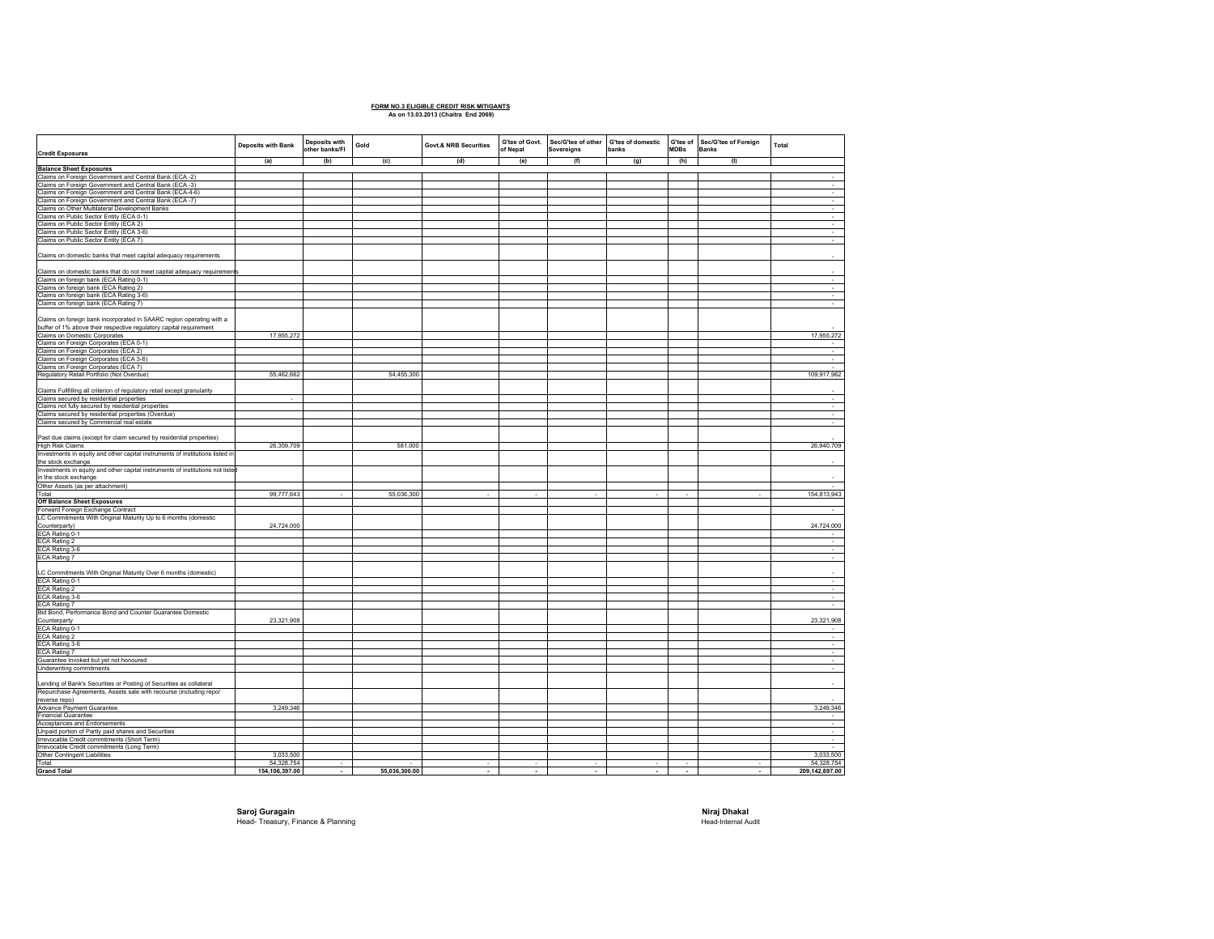**FORM NO.3 ELIGIBLE CREDIT RISK MITIGANTS**

**As on 13.03.2013 (Chaitra End 2069)**

| Credit Exposures | Deposits with Bank | Deposits with other banks/FI | Gold | Govt.& NRB Securities | G'tee of Govt. of Nepal | Sec/G'tee of other Sovereigns | G'tee of domestic banks | G'tee of MDBs | Sec/G'tee of Foreign Banks | Total |
|---|---|---|---|---|---|---|---|---|---|---|
| | (a) | (b) | (c) | (d) | (e) | (f) | (g) | (h) | (i) | |
| **Balance Sheet Exposures** | | | | | | | | | | |
| Claims on Foreign Government and Central Bank (ECA -2) | | | | | | | | | | - |
| Claims on Foreign Government and Central Bank (ECA -3) | | | | | | | | | | - |
| Claims on Foreign Government and Central Bank (ECA-4-6) | | | | | | | | | | - |
| Claims on Foreign Government and Central Bank (ECA -7) | | | | | | | | | | - |
| Claims on Other Multilateral Development Banks | | | | | | | | | | - |
| Claims on Public Sector Entity (ECA 0-1) | | | | | | | | | | - |
| Claims on Public Sector Entity (ECA 2) | | | | | | | | | | - |
| Claims on Public Sector Entity (ECA 3-6) | | | | | | | | | | - |
| Claims on Public Sector Entity (ECA 7) | | | | | | | | | | - |
| Claims on domestic banks that meet capital adequacy requirements | | | | | | | | | | - |
| Claims on domestic banks that do not meet capital adequacy requirements | | | | | | | | | | - |
| Claims on foreign bank (ECA Rating 0-1) | | | | | | | | | | - |
| Claims on foreign bank (ECA Rating 2) | | | | | | | | | | - |
| Claims on foreign bank (ECA Rating 3-6) | | | | | | | | | | - |
| Claims on foreign bank (ECA Rating 7) | | | | | | | | | | - |
| Claims on foreign bank incorporated in SAARC region operating with a buffer of 1% above their respective regulatory capital requirement | | | | | | | | | | - |
| Claims on Domestic Corporates | 17,955,272 | | | | | | | | | 17,955,272 |
| Claims on Foreign Corporates (ECA 0-1) | | | | | | | | | | - |
| Claims on Foreign Corporates (ECA 2) | | | | | | | | | | - |
| Claims on Foreign Corporates (ECA 3-6) | | | | | | | | | | - |
| Claims on Foreign Corporates (ECA 7) | | | | | | | | | | - |
| Regulatory Retail Portfolio (Not Overdue) | 55,462,662 | | 54,455,300 | | | | | | | 109,917,962 |
| Claims Fulfilling all criterion of regulatory retail except granularity | | | | | | | | | | - |
| Claims secured by residential properties | - | | | | | | | | | - |
| Claims not fully secured by residential properties | | | | | | | | | | - |
| Claims secured by residential properties (Overdue) | | | | | | | | | | - |
| Claims secured by Commercial real estate | | | | | | | | | | - |
| Past due claims (except for claim secured by residential properties) | | | | | | | | | | - |
| High Risk Claims | 26,359,709 | | 581,000 | | | | | | | 26,940,709 |
| Investments in equity and other capital instruments of institutions listed in the stock exchange | | | | | | | | | | - |
| Investments in equity and other capital instruments of institutions not listed in the stock exchange | | | | | | | | | | - |
| Other Assets (as per attachment) | | | | | | | | | | - |
| Total | 99,777,643 | - | 55,036,300 | - | - | - | - | - | - | 154,813,943 |
| **Off Balance Sheet Exposures** | | | | | | | | | | |
| Forward Foreign Exchange Contract | | | | | | | | | | - |
| LC Commitments With Original Maturity Up to 6 months (domestic Counterparty) | 24,724,000 | | | | | | | | | 24,724,000 |
| ECA Rating 0-1 | | | | | | | | | | - |
| ECA Rating 2 | | | | | | | | | | - |
| ECA Rating 3-6 | | | | | | | | | | - |
| ECA Rating 7 | | | | | | | | | | - |
| LC Commitments With Original Maturity Over 6 months (domestic) | | | | | | | | | | - |
| ECA Rating 0-1 | | | | | | | | | | - |
| ECA Rating 2 | | | | | | | | | | - |
| ECA Rating 3-6 | | | | | | | | | | - |
| ECA Rating 7 | | | | | | | | | | - |
| Bid Bond, Performance Bond and Counter Guarantee Domestic Counterparty | 23,321,908 | | | | | | | | | 23,321,908 |
| ECA Rating 0-1 | | | | | | | | | | - |
| ECA Rating 2 | | | | | | | | | | - |
| ECA Rating 3-6 | | | | | | | | | | - |
| ECA Rating 7 | | | | | | | | | | - |
| Guarantee Invoked but yet not honoured | | | | | | | | | | - |
| Underwriting commitments | | | | | | | | | | - |
| Lending of Bank's Securities or Posting of Securities as collateral | | | | | | | | | | - |
| Repurchase Agreements, Assets sale with recourse (including repo/ reverse repo) | | | | | | | | | | - |
| Advance Payment Guarantee | 3,249,346 | | | | | | | | | 3,249,346 |
| Financial Guarantee | | | | | | | | | | - |
| Acceptances and Endorsements | | | | | | | | | | - |
| Unpaid portion of Partly paid shares and Securities | | | | | | | | | | - |
| Irrevocable Credit commitments (Short Term) | | | | | | | | | | - |
| Irrevocable Credit commitments (Long Term) | | | | | | | | | | - |
| Other Contingent Liabilities | 3,033,500 | | | | | | | | | 3,033,500 |
| Total | 54,328,754 | - | - | - | - | - | - | - | - | 54,328,754 |
| **Grand Total** | **154,106,397.00** | **-** | **55,036,300.00** | **-** | **-** | **-** | **-** | **-** | **-** | **209,142,697.00** |

**Saroj Guragain**
Head- Treasury, Finance & Planning

**Niraj Dhakal**
Head-Internal Audit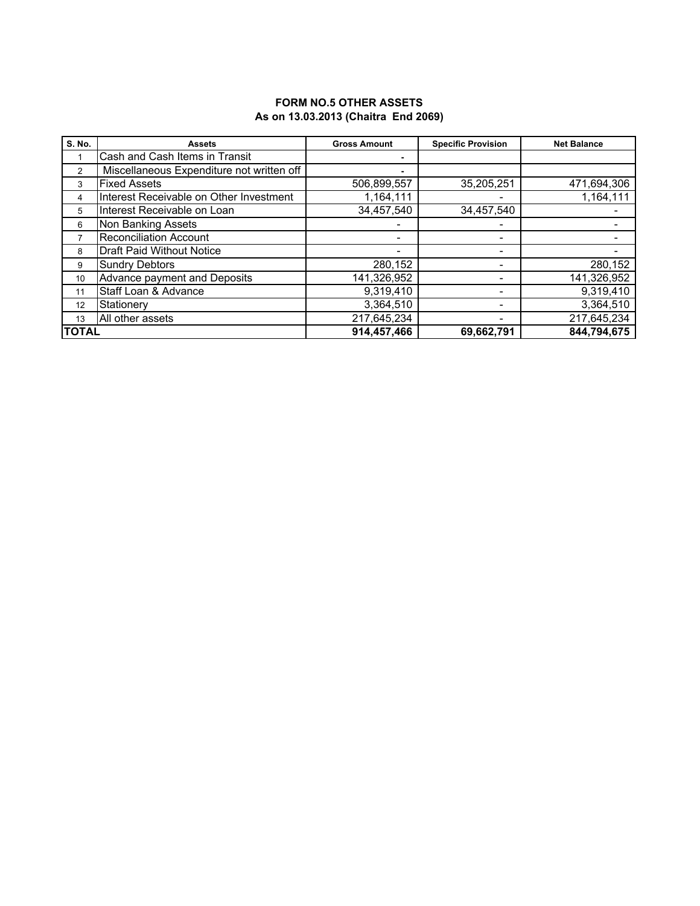**FORM NO.5 OTHER ASSETS**
**As on 13.03.2013 (Chaitra End 2069)**

| S. No. | Assets | Gross Amount | Specific Provision | Net Balance |
|---|---|---|---|---|
| 1 | Cash and Cash Items in Transit | - | | |
| 2 | Miscellaneous Expenditure not written off | - | | |
| 3 | Fixed Assets | 506,899,557 | 35,205,251 | 471,694,306 |
| 4 | Interest Receivable on Other Investment | 1,164,111 | - | 1,164,111 |
| 5 | Interest Receivable on Loan | 34,457,540 | 34,457,540 | - |
| 6 | Non Banking Assets | - | - | - |
| 7 | Reconciliation Account | - | - | - |
| 8 | Draft Paid Without Notice | - | - | - |
| 9 | Sundry Debtors | 280,152 | - | 280,152 |
| 10 | Advance payment and Deposits | 141,326,952 | - | 141,326,952 |
| 11 | Staff Loan & Advance | 9,319,410 | - | 9,319,410 |
| 12 | Stationery | 3,364,510 | - | 3,364,510 |
| 13 | All other assets | 217,645,234 | - | 217,645,234 |
| **TOTAL** | | **914,457,466** | **69,662,791** | **844,794,675** |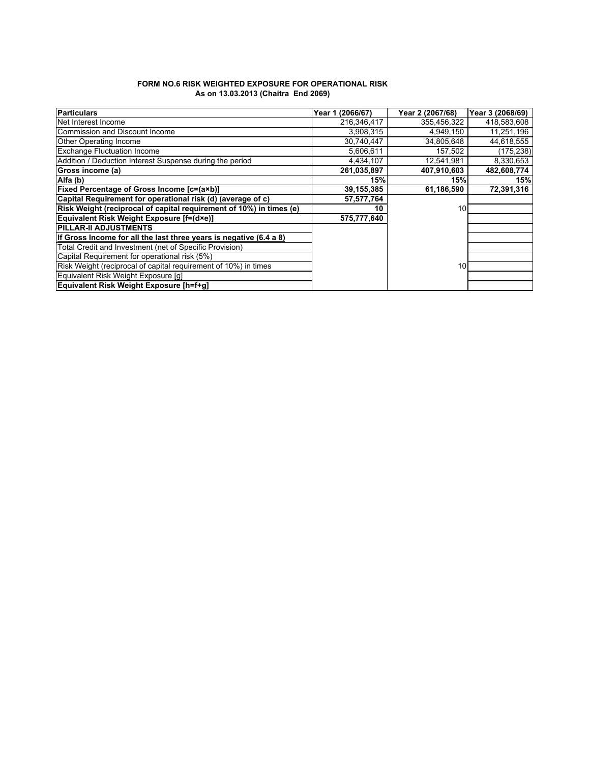**FORM NO.6 RISK WEIGHTED EXPOSURE FOR OPERATIONAL RISK**
**As on 13.03.2013 (Chaitra End 2069)**

| Particulars | Year 1 (2066/67) | Year 2 (2067/68) | Year 3 (2068/69) |
|---|---|---|---|
| Net Interest Income | 216,346,417 | 355,456,322 | 418,583,608 |
| Commission and Discount Income | 3,908,315 | 4,949,150 | 11,251,196 |
| Other Operating Income | 30,740,447 | 34,805,648 | 44,618,555 |
| Exchange Fluctuation Income | 5,606,611 | 157,502 | (175,238) |
| Addition / Deduction Interest Suspense during the period | 4,434,107 | 12,541,981 | 8,330,653 |
| **Gross income (a)** | **261,035,897** | **407,910,603** | **482,608,774** |
| **Alfa (b)** | **15%** | **15%** | **15%** |
| **Fixed Percentage of Gross Income [c=(a×b)]** | **39,155,385** | **61,186,590** | **72,391,316** |
| **Capital Requirement for operational risk (d) (average of c)** | **57,577,764** | | |
| **Risk Weight (reciprocal of capital requirement of 10%) in times (e)** | **10** | 10 | |
| **Equivalent Risk Weight Exposure [f=(d×e)]** | **575,777,640** | | |
| **PILLAR-II ADJUSTMENTS** | | | |
| **If Gross Income for all the last three years is negative (6.4 a 8)** | | | |
| Total Credit and Investment (net of Specific Provision) | | | |
| Capital Requirement for operational risk (5%) | | | |
| Risk Weight (reciprocal of capital requirement of 10%) in times | | 10 | |
| Equivalent Risk Weight Exposure [g] | | | |
| **Equivalent Risk Weight Exposure [h=f+g]** | | | |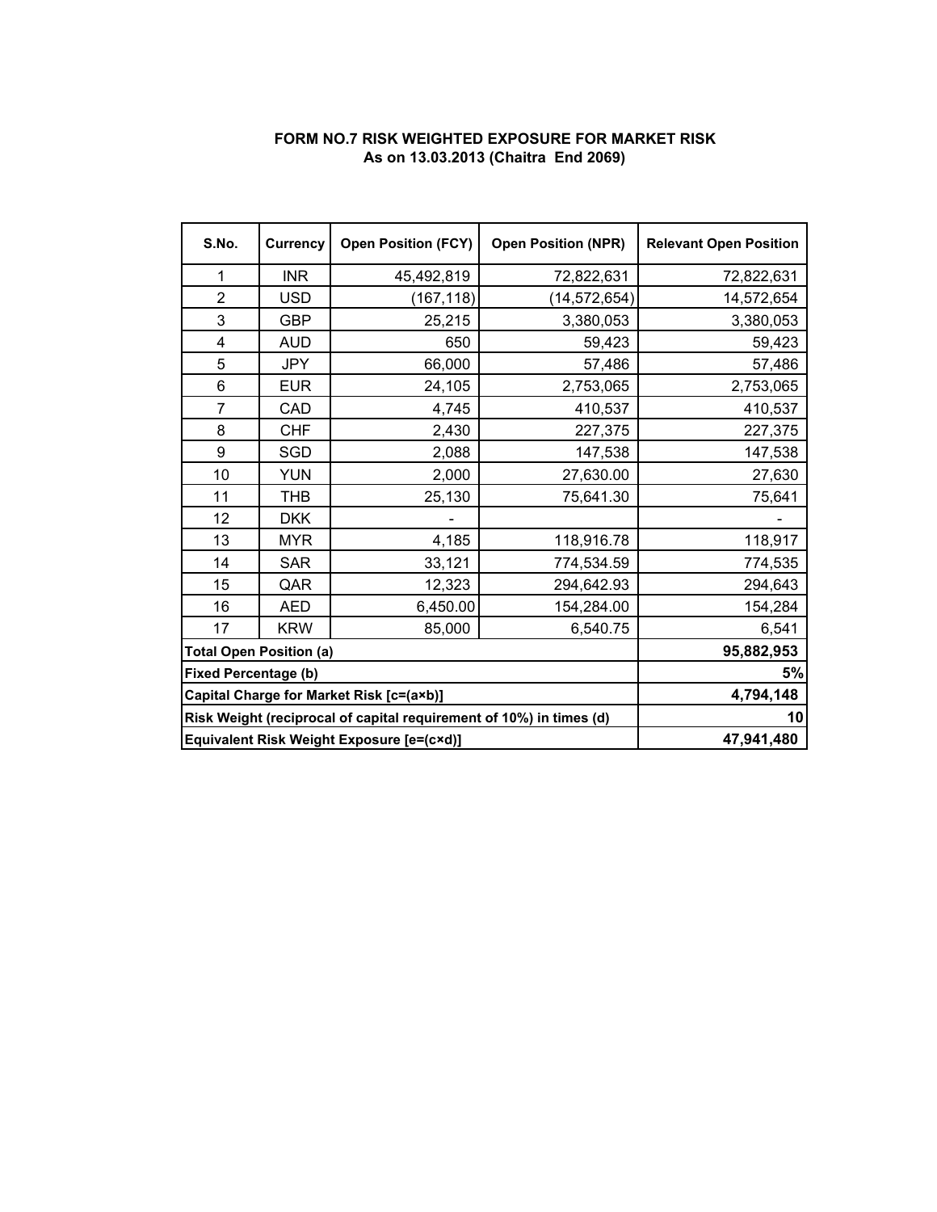# FORM NO.7 RISK WEIGHTED EXPOSURE FOR MARKET RISK

**As on 13.03.2013 (Chaitra End 2069)**

| S.No. | Currency | Open Position (FCY) | Open Position (NPR) | Relevant Open Position |
|---|---|---|---|---|
| 1 | INR | 45,492,819 | 72,822,631 | 72,822,631 |
| 2 | USD | (167,118) | (14,572,654) | 14,572,654 |
| 3 | GBP | 25,215 | 3,380,053 | 3,380,053 |
| 4 | AUD | 650 | 59,423 | 59,423 |
| 5 | JPY | 66,000 | 57,486 | 57,486 |
| 6 | EUR | 24,105 | 2,753,065 | 2,753,065 |
| 7 | CAD | 4,745 | 410,537 | 410,537 |
| 8 | CHF | 2,430 | 227,375 | 227,375 |
| 9 | SGD | 2,088 | 147,538 | 147,538 |
| 10 | YUN | 2,000 | 27,630.00 | 27,630 |
| 11 | THB | 25,130 | 75,641.30 | 75,641 |
| 12 | DKK | - | | - |
| 13 | MYR | 4,185 | 118,916.78 | 118,917 |
| 14 | SAR | 33,121 | 774,534.59 | 774,535 |
| 15 | QAR | 12,323 | 294,642.93 | 294,643 |
| 16 | AED | 6,450.00 | 154,284.00 | 154,284 |
| 17 | KRW | 85,000 | 6,540.75 | 6,541 |
| **Total Open Position (a)** | | | | **95,882,953** |
| **Fixed Percentage (b)** | | | | **5%** |
| **Capital Charge for Market Risk [c=(a×b)]** | | | | **4,794,148** |
| **Risk Weight (reciprocal of capital requirement of 10%) in times (d)** | | | | **10** |
| **Equivalent Risk Weight Exposure [e=(c×d)]** | | | | **47,941,480** |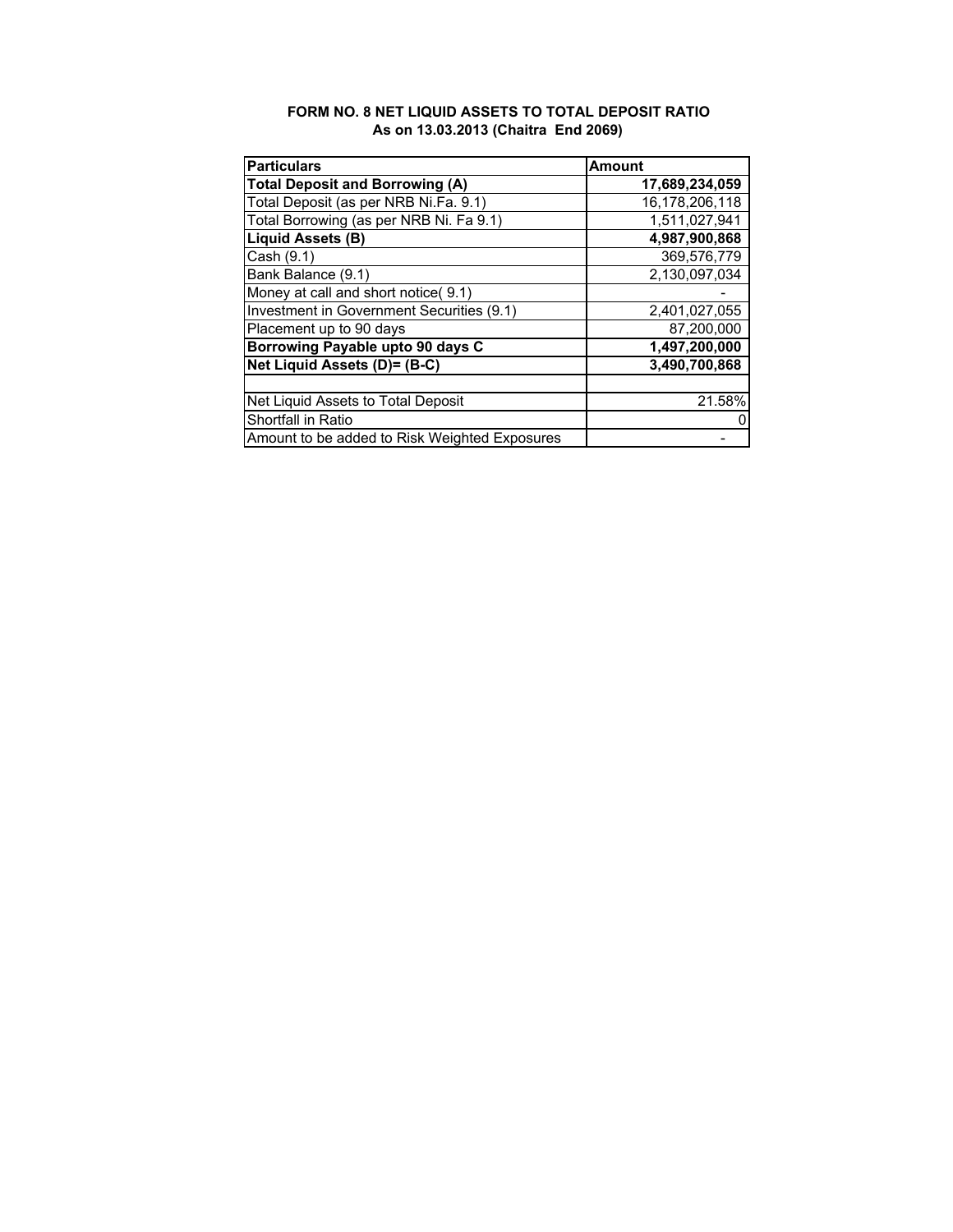**FORM NO. 8 NET LIQUID ASSETS TO TOTAL DEPOSIT RATIO**
**As on 13.03.2013 (Chaitra End 2069)**

| Particulars | Amount |
|---|---|
| **Total Deposit and Borrowing (A)** | **17,689,234,059** |
| Total Deposit (as per NRB Ni.Fa. 9.1) | 16,178,206,118 |
| Total Borrowing (as per NRB Ni. Fa 9.1) | 1,511,027,941 |
| **Liquid Assets (B)** | **4,987,900,868** |
| Cash (9.1) | 369,576,779 |
| Bank Balance (9.1) | 2,130,097,034 |
| Money at call and short notice( 9.1) | - |
| Investment in Government Securities (9.1) | 2,401,027,055 |
| Placement up to 90 days | 87,200,000 |
| **Borrowing Payable upto 90 days C** | **1,497,200,000** |
| **Net Liquid Assets (D)= (B-C)** | **3,490,700,868** |
| | |
| Net Liquid Assets to Total Deposit | 21.58% |
| Shortfall in Ratio | 0 |
| Amount to be added to Risk Weighted Exposures | - |